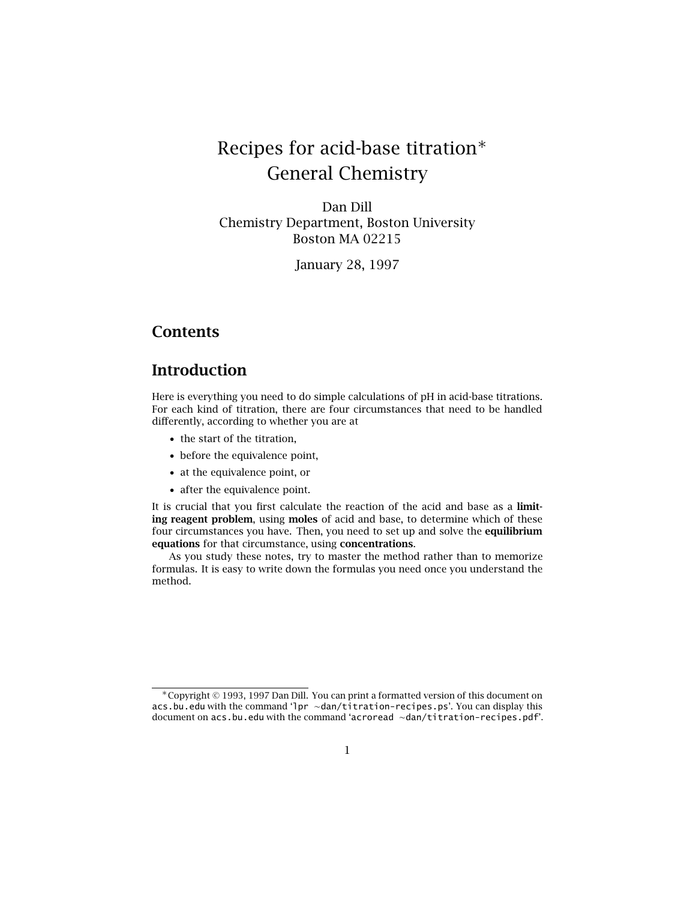# Recipes for acid-base titration*
General Chemistry

Dan Dill
Chemistry Department, Boston University
Boston MA 02215

January 28, 1997

## Contents

## Introduction

Here is everything you need to do simple calculations of pH in acid-base titrations. For each kind of titration, there are four circumstances that need to be handled differently, according to whether you are at

- the start of the titration,
- before the equivalence point,
- at the equivalence point, or
- after the equivalence point.

It is crucial that you first calculate the reaction of the acid and base as a **limiting reagent problem**, using **moles** of acid and base, to determine which of these four circumstances you have. Then, you need to set up and solve the **equilibrium equations** for that circumstance, using **concentrations**.

As you study these notes, try to master the method rather than to memorize formulas. It is easy to write down the formulas you need once you understand the method.

---

*Copyright © 1993, 1997 Dan Dill. You can print a formatted version of this document on `acs.bu.edu` with the command '`lpr ~dan/titration-recipes.ps`'. You can display this document on `acs.bu.edu` with the command '`acroread ~dan/titration-recipes.pdf`'.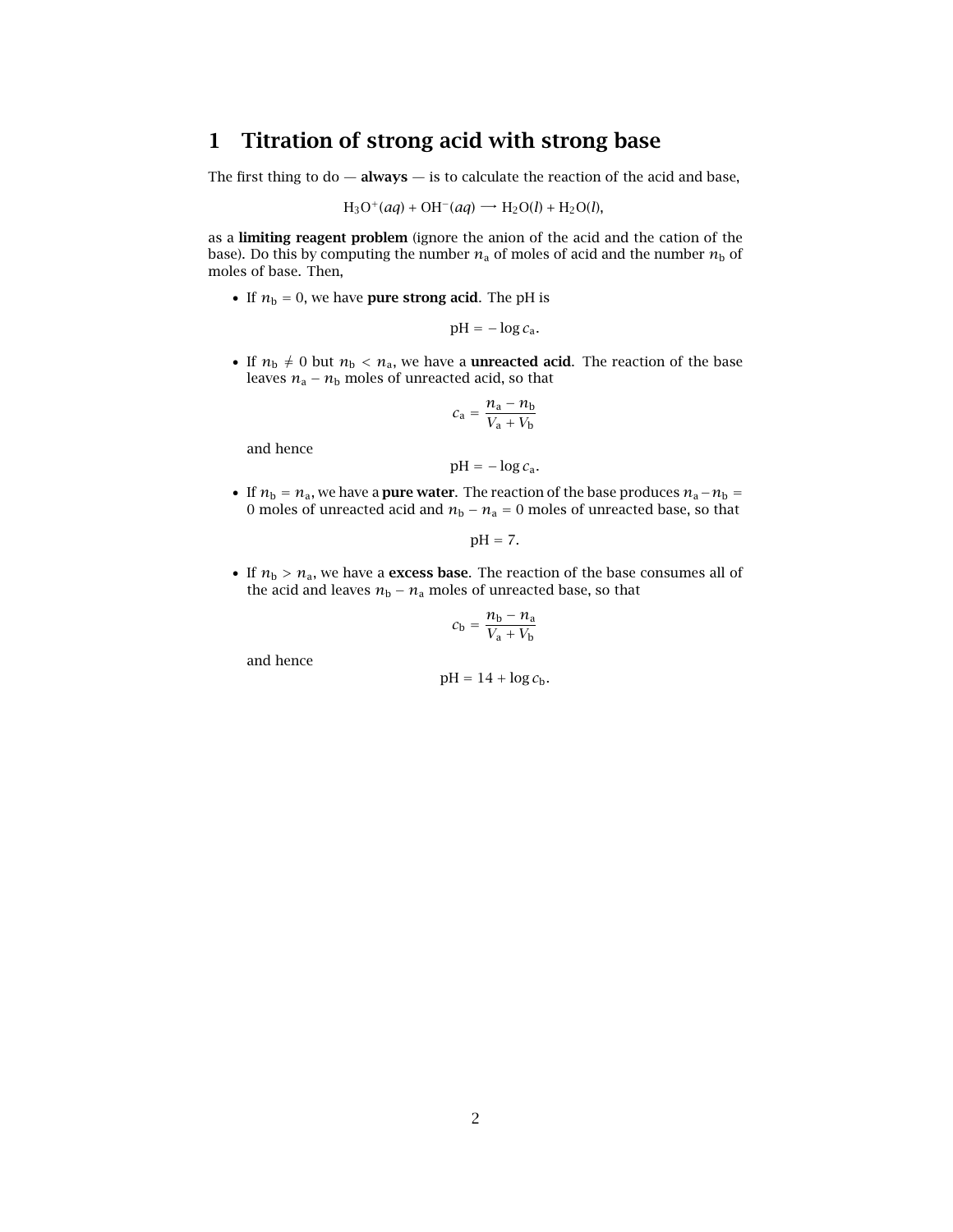# 1 Titration of strong acid with strong base

The first thing to do — **always** — is to calculate the reaction of the acid and base,

$$H_3O^+(aq) + OH^-(aq) \longrightarrow H_2O(l) + H_2O(l),$$

as a **limiting reagent problem** (ignore the anion of the acid and the cation of the base). Do this by computing the number $n_a$ of moles of acid and the number $n_b$ of moles of base. Then,

- If $n_b = 0$, we have **pure strong acid**. The pH is

$$\text{pH} = -\log c_a.$$

- If $n_b \neq 0$ but $n_b < n_a$, we have a **unreacted acid**. The reaction of the base leaves $n_a - n_b$ moles of unreacted acid, so that

$$c_a = \frac{n_a - n_b}{V_a + V_b}$$

  and hence

$$\text{pH} = -\log c_a.$$

- If $n_b = n_a$, we have a **pure water**. The reaction of the base produces $n_a - n_b = 0$ moles of unreacted acid and $n_b - n_a = 0$ moles of unreacted base, so that

$$\text{pH} = 7.$$

- If $n_b > n_a$, we have a **excess base**. The reaction of the base consumes all of the acid and leaves $n_b - n_a$ moles of unreacted base, so that

$$c_b = \frac{n_b - n_a}{V_a + V_b}$$

  and hence

$$\text{pH} = 14 + \log c_b.$$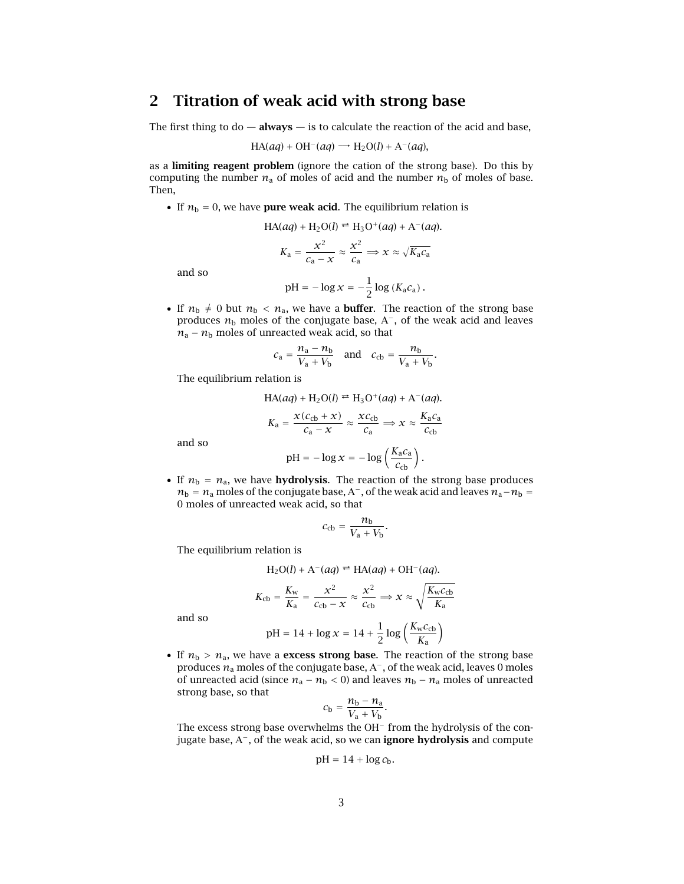## 2 Titration of weak acid with strong base

The first thing to do — **always** — is to calculate the reaction of the acid and base,

$$\mathrm{HA}(aq) + \mathrm{OH}^-(aq) \longrightarrow \mathrm{H_2O}(l) + \mathrm{A}^-(aq),$$

as a **limiting reagent problem** (ignore the cation of the strong base). Do this by computing the number $n_\mathrm{a}$ of moles of acid and the number $n_\mathrm{b}$ of moles of base. Then,

- If $n_\mathrm{b} = 0$, we have **pure weak acid**. The equilibrium relation is

  $$\mathrm{HA}(aq) + \mathrm{H_2O}(l) \rightleftharpoons \mathrm{H_3O^+}(aq) + \mathrm{A}^-(aq).$$

  $$K_\mathrm{a} = \frac{x^2}{c_\mathrm{a} - x} \approx \frac{x^2}{c_\mathrm{a}} \Longrightarrow x \approx \sqrt{K_\mathrm{a} c_\mathrm{a}}$$

  and so

  $$\mathrm{pH} = -\log x = -\frac{1}{2}\log\left(K_\mathrm{a} c_\mathrm{a}\right).$$

- If $n_\mathrm{b} \neq 0$ but $n_\mathrm{b} < n_\mathrm{a}$, we have a **buffer**. The reaction of the strong base produces $n_\mathrm{b}$ moles of the conjugate base, $\mathrm{A}^-$, of the weak acid and leaves $n_\mathrm{a} - n_\mathrm{b}$ moles of unreacted weak acid, so that

  $$c_\mathrm{a} = \frac{n_\mathrm{a} - n_\mathrm{b}}{V_\mathrm{a} + V_\mathrm{b}} \quad \text{and} \quad c_\mathrm{cb} = \frac{n_\mathrm{b}}{V_\mathrm{a} + V_\mathrm{b}}.$$

  The equilibrium relation is

  $$\mathrm{HA}(aq) + \mathrm{H_2O}(l) \rightleftharpoons \mathrm{H_3O^+}(aq) + \mathrm{A}^-(aq).$$

  $$K_\mathrm{a} = \frac{x(c_\mathrm{cb} + x)}{c_\mathrm{a} - x} \approx \frac{x c_\mathrm{cb}}{c_\mathrm{a}} \Longrightarrow x \approx \frac{K_\mathrm{a} c_\mathrm{a}}{c_\mathrm{cb}}$$

  and so

  $$\mathrm{pH} = -\log x = -\log\left(\frac{K_\mathrm{a} c_\mathrm{a}}{c_\mathrm{cb}}\right).$$

- If $n_\mathrm{b} = n_\mathrm{a}$, we have **hydrolysis**. The reaction of the strong base produces $n_\mathrm{b} = n_\mathrm{a}$ moles of the conjugate base, $\mathrm{A}^-$, of the weak acid and leaves $n_\mathrm{a} - n_\mathrm{b} = 0$ moles of unreacted weak acid, so that

  $$c_\mathrm{cb} = \frac{n_\mathrm{b}}{V_\mathrm{a} + V_\mathrm{b}}.$$

  The equilibrium relation is

  $$\mathrm{H_2O}(l) + \mathrm{A}^-(aq) \rightleftharpoons \mathrm{HA}(aq) + \mathrm{OH}^-(aq).$$

  $$K_\mathrm{cb} = \frac{K_\mathrm{w}}{K_\mathrm{a}} = \frac{x^2}{c_\mathrm{cb} - x} \approx \frac{x^2}{c_\mathrm{cb}} \Longrightarrow x \approx \sqrt{\frac{K_\mathrm{w} c_\mathrm{cb}}{K_\mathrm{a}}}$$

  and so

  $$\mathrm{pH} = 14 + \log x = 14 + \frac{1}{2}\log\left(\frac{K_\mathrm{w} c_\mathrm{cb}}{K_\mathrm{a}}\right)$$

- If $n_\mathrm{b} > n_\mathrm{a}$, we have a **excess strong base**. The reaction of the strong base produces $n_\mathrm{a}$ moles of the conjugate base, $\mathrm{A}^-$, of the weak acid, leaves 0 moles of unreacted acid (since $n_\mathrm{a} - n_\mathrm{b} < 0$) and leaves $n_\mathrm{b} - n_\mathrm{a}$ moles of unreacted strong base, so that

  $$c_\mathrm{b} = \frac{n_\mathrm{b} - n_\mathrm{a}}{V_\mathrm{a} + V_\mathrm{b}}.$$

  The excess strong base overwhelms the $\mathrm{OH}^-$ from the hydrolysis of the conjugate base, $\mathrm{A}^-$, of the weak acid, so we can **ignore hydrolysis** and compute

  $$\mathrm{pH} = 14 + \log c_\mathrm{b}.$$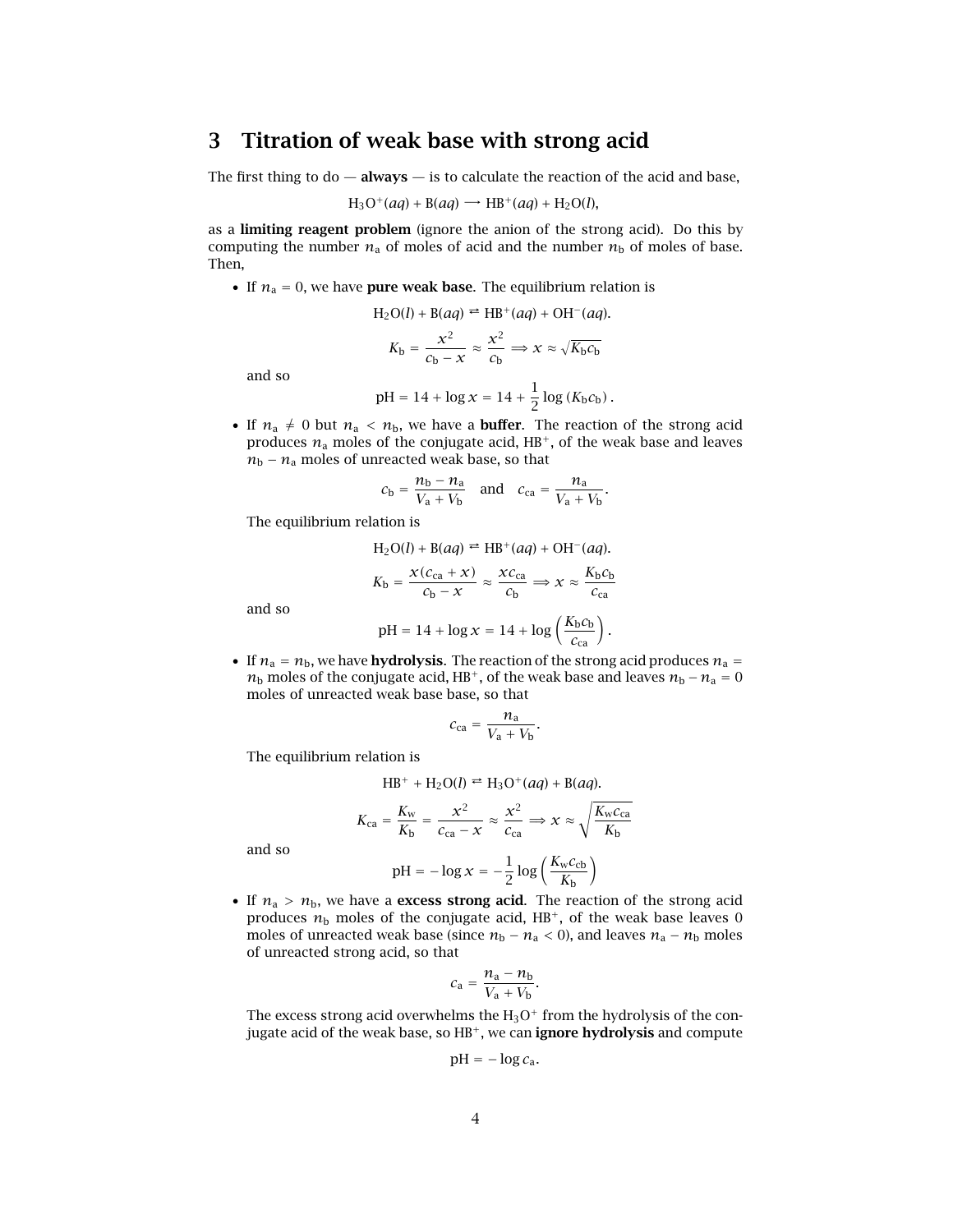## 3 Titration of weak base with strong acid

The first thing to do — **always** — is to calculate the reaction of the acid and base,

$$H_3O^+(aq) + B(aq) \longrightarrow HB^+(aq) + H_2O(l),$$

as a **limiting reagent problem** (ignore the anion of the strong acid). Do this by computing the number $n_a$ of moles of acid and the number $n_b$ of moles of base. Then,

- If $n_a = 0$, we have **pure weak base**. The equilibrium relation is

  $$H_2O(l) + B(aq) \rightleftharpoons HB^+(aq) + OH^-(aq).$$

  $$K_b = \frac{x^2}{c_b - x} \approx \frac{x^2}{c_b} \Longrightarrow x \approx \sqrt{K_b c_b}$$

  and so

  $$\text{pH} = 14 + \log x = 14 + \frac{1}{2}\log\left(K_b c_b\right).$$

- If $n_a \neq 0$ but $n_a < n_b$, we have a **buffer**. The reaction of the strong acid produces $n_a$ moles of the conjugate acid, $HB^+$, of the weak base and leaves $n_b - n_a$ moles of unreacted weak base, so that

  $$c_b = \frac{n_b - n_a}{V_a + V_b} \quad \text{and} \quad c_{ca} = \frac{n_a}{V_a + V_b}.$$

  The equilibrium relation is

  $$H_2O(l) + B(aq) \rightleftharpoons HB^+(aq) + OH^-(aq).$$

  $$K_b = \frac{x(c_{ca} + x)}{c_b - x} \approx \frac{x c_{ca}}{c_b} \Longrightarrow x \approx \frac{K_b c_b}{c_{ca}}$$

  and so

  $$\text{pH} = 14 + \log x = 14 + \log\left(\frac{K_b c_b}{c_{ca}}\right).$$

- If $n_a = n_b$, we have **hydrolysis**. The reaction of the strong acid produces $n_a = n_b$ moles of the conjugate acid, $HB^+$, of the weak base and leaves $n_b - n_a = 0$ moles of unreacted weak base base, so that

  $$c_{ca} = \frac{n_a}{V_a + V_b}.$$

  The equilibrium relation is

  $$HB^+ + H_2O(l) \rightleftharpoons H_3O^+(aq) + B(aq).$$

  $$K_{ca} = \frac{K_w}{K_b} = \frac{x^2}{c_{ca} - x} \approx \frac{x^2}{c_{ca}} \Longrightarrow x \approx \sqrt{\frac{K_w c_{ca}}{K_b}}$$

  and so

  $$\text{pH} = -\log x = -\frac{1}{2}\log\left(\frac{K_w c_{cb}}{K_b}\right)$$

- If $n_a > n_b$, we have a **excess strong acid**. The reaction of the strong acid produces $n_b$ moles of the conjugate acid, $HB^+$, of the weak base leaves 0 moles of unreacted weak base (since $n_b - n_a < 0$), and leaves $n_a - n_b$ moles of unreacted strong acid, so that

  $$c_a = \frac{n_a - n_b}{V_a + V_b}.$$

  The excess strong acid overwhelms the $H_3O^+$ from the hydrolysis of the conjugate acid of the weak base, so $HB^+$, we can **ignore hydrolysis** and compute

  $$\text{pH} = -\log c_a.$$